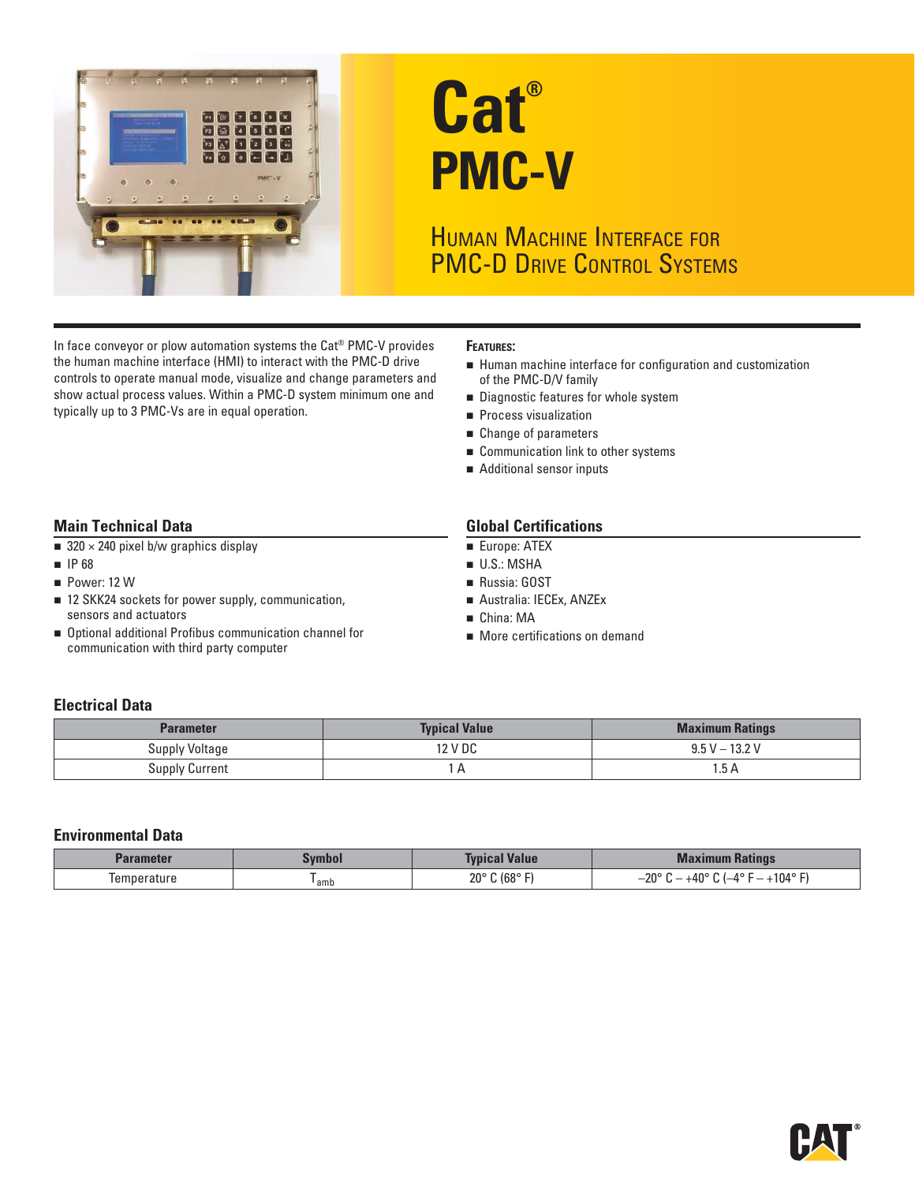# Cat® PMC-V

## Human Machine Interface for PMC-D Drive Control Systems

In face conveyor or plow automation systems the Cat® PMC-V provides the human machine interface (HMI) to interact with the PMC-D drive controls to operate manual mode, visualize and change parameters and show actual process values. Within a PMC-D system minimum one and typically up to 3 PMC-Vs are in equal operation.

**Features:**

- Human machine interface for configuration and customization of the PMC-D/V family
- Diagnostic features for whole system
- Process visualization
- Change of parameters
- Communication link to other systems
- Additional sensor inputs

### Main Technical Data

- 320 × 240 pixel b/w graphics display
- IP 68
- Power: 12 W
- 12 SKK24 sockets for power supply, communication, sensors and actuators
- Optional additional Profibus communication channel for communication with third party computer

### Global Certifications

- Europe: ATEX
- U.S.: MSHA
- Russia: GOST
- Australia: IECEx, ANZEx
- China: MA
- More certifications on demand

### Electrical Data

| Parameter | Typical Value | Maximum Ratings |
|---|---|---|
| Supply Voltage | 12 V DC | 9.5 V – 13.2 V |
| Supply Current | 1 A | 1.5 A |

### Environmental Data

| Parameter | Symbol | Typical Value | Maximum Ratings |
|---|---|---|---|
| Temperature | $T_{amb}$ | 20° C (68° F) | –20° C – +40° C (–4° F – +104° F) |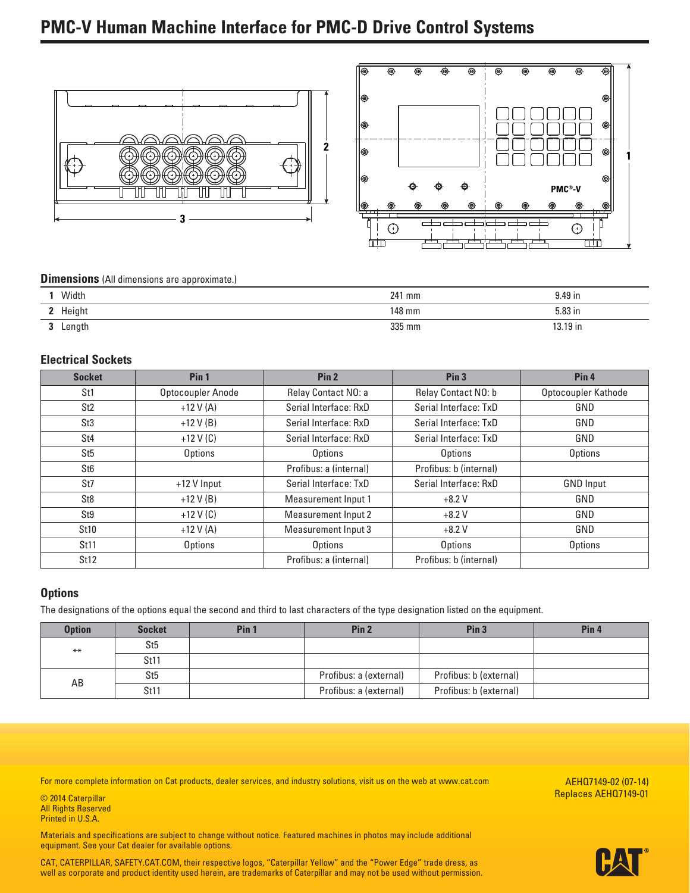# PMC-V Human Machine Interface for PMC-D Drive Control Systems

1

2

3

PMC®-V

**Dimensions** (All dimensions are approximate.)

| | | | |
|---|---|---|---|
| **1** | Width | 241 mm | 9.49 in |
| **2** | Height | 148 mm | 5.83 in |
| **3** | Length | 335 mm | 13.19 in |

## Electrical Sockets

| Socket | Pin 1 | Pin 2 | Pin 3 | Pin 4 |
|---|---|---|---|---|
| St1 | Optocoupler Anode | Relay Contact NO: a | Relay Contact NO: b | Optocoupler Kathode |
| St2 | +12 V (A) | Serial Interface: RxD | Serial Interface: TxD | GND |
| St3 | +12 V (B) | Serial Interface: RxD | Serial Interface: TxD | GND |
| St4 | +12 V (C) | Serial Interface: RxD | Serial Interface: TxD | GND |
| St5 | Options | Options | Options | Options |
| St6 | | Profibus: a (internal) | Profibus: b (internal) | |
| St7 | +12 V Input | Serial Interface: TxD | Serial Interface: RxD | GND Input |
| St8 | +12 V (B) | Measurement Input 1 | +8.2 V | GND |
| St9 | +12 V (C) | Measurement Input 2 | +8.2 V | GND |
| St10 | +12 V (A) | Measurement Input 3 | +8.2 V | GND |
| St11 | Options | Options | Options | Options |
| St12 | | Profibus: a (internal) | Profibus: b (internal) | |

## Options

The designations of the options equal the second and third to last characters of the type designation listed on the equipment.

| Option | Socket | Pin 1 | Pin 2 | Pin 3 | Pin 4 |
|---|---|---|---|---|---|
| ** | St5 | | | | |
| | St11 | | | | |
| AB | St5 | | Profibus: a (external) | Profibus: b (external) | |
| | St11 | | Profibus: a (external) | Profibus: b (external) | |

For more complete information on Cat products, dealer services, and industry solutions, visit us on the web at www.cat.com

© 2014 Caterpillar
All Rights Reserved
Printed in U.S.A.

AEHQ7149-02 (07-14)
Replaces AEHQ7149-01

Materials and specifications are subject to change without notice. Featured machines in photos may include additional equipment. See your Cat dealer for available options.

CAT, CATERPILLAR, SAFETY.CAT.COM, their respective logos, "Caterpillar Yellow" and the "Power Edge" trade dress, as well as corporate and product identity used herein, are trademarks of Caterpillar and may not be used without permission.

CAT®